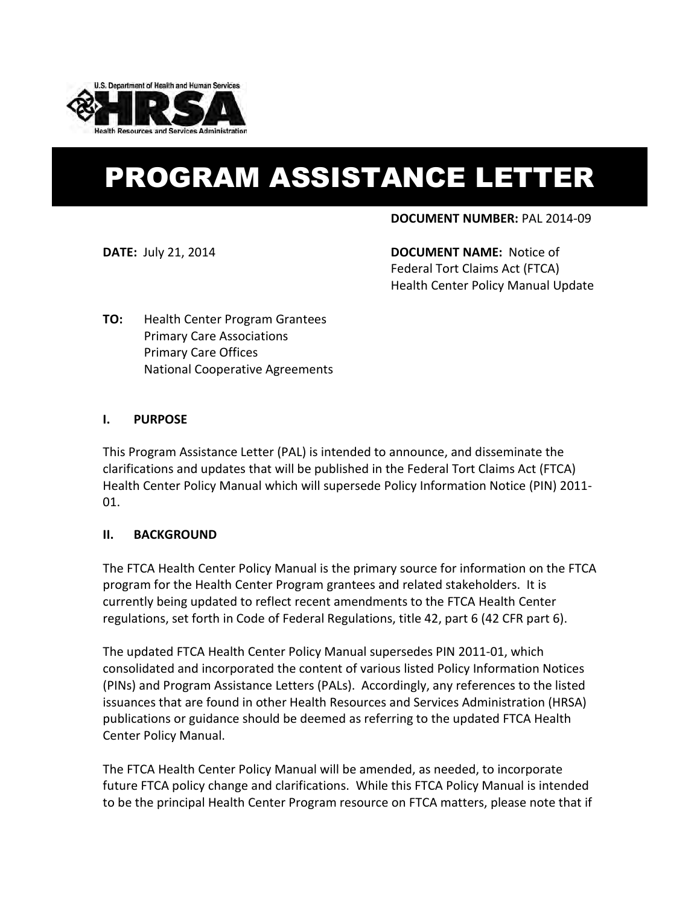U.S. Department of Health and Human Services

HRSA

Health Resources and Services Administration

# PROGRAM ASSISTANCE LETTER

**DOCUMENT NUMBER:** PAL 2014-09

**DATE:** July 21, 2014

**DOCUMENT NAME:** Notice of Federal Tort Claims Act (FTCA) Health Center Policy Manual Update

**TO:** Health Center Program Grantees
Primary Care Associations
Primary Care Offices
National Cooperative Agreements

## I. PURPOSE

This Program Assistance Letter (PAL) is intended to announce, and disseminate the clarifications and updates that will be published in the Federal Tort Claims Act (FTCA) Health Center Policy Manual which will supersede Policy Information Notice (PIN) 2011-01.

## II. BACKGROUND

The FTCA Health Center Policy Manual is the primary source for information on the FTCA program for the Health Center Program grantees and related stakeholders. It is currently being updated to reflect recent amendments to the FTCA Health Center regulations, set forth in Code of Federal Regulations, title 42, part 6 (42 CFR part 6).

The updated FTCA Health Center Policy Manual supersedes PIN 2011-01, which consolidated and incorporated the content of various listed Policy Information Notices (PINs) and Program Assistance Letters (PALs). Accordingly, any references to the listed issuances that are found in other Health Resources and Services Administration (HRSA) publications or guidance should be deemed as referring to the updated FTCA Health Center Policy Manual.

The FTCA Health Center Policy Manual will be amended, as needed, to incorporate future FTCA policy change and clarifications. While this FTCA Policy Manual is intended to be the principal Health Center Program resource on FTCA matters, please note that if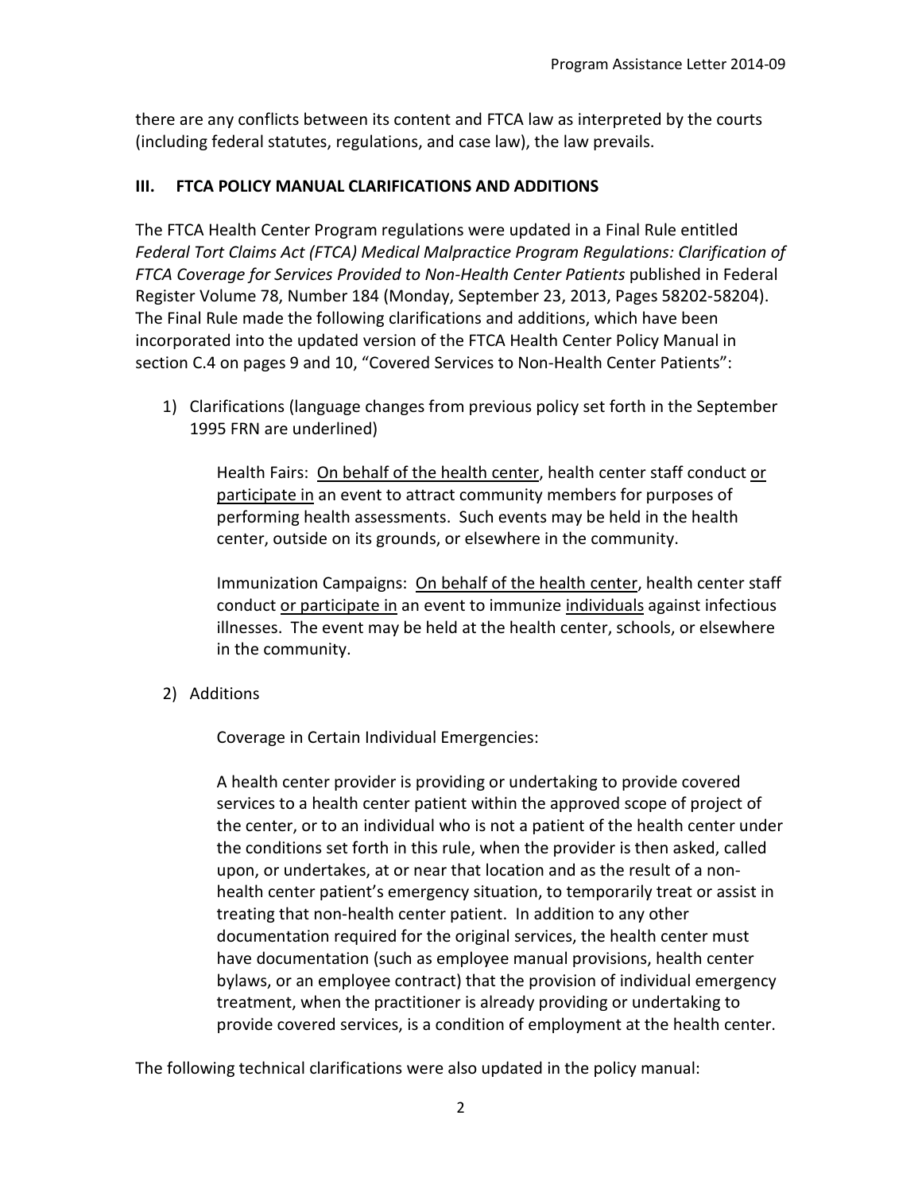there are any conflicts between its content and FTCA law as interpreted by the courts (including federal statutes, regulations, and case law), the law prevails.

## III. FTCA POLICY MANUAL CLARIFICATIONS AND ADDITIONS

The FTCA Health Center Program regulations were updated in a Final Rule entitled *Federal Tort Claims Act (FTCA) Medical Malpractice Program Regulations: Clarification of FTCA Coverage for Services Provided to Non-Health Center Patients* published in Federal Register Volume 78, Number 184 (Monday, September 23, 2013, Pages 58202-58204). The Final Rule made the following clarifications and additions, which have been incorporated into the updated version of the FTCA Health Center Policy Manual in section C.4 on pages 9 and 10, "Covered Services to Non-Health Center Patients":

1) Clarifications (language changes from previous policy set forth in the September 1995 FRN are underlined)

   Health Fairs: <u>On behalf of the health center</u>, health center staff conduct <u>or participate in</u> an event to attract community members for purposes of performing health assessments. Such events may be held in the health center, outside on its grounds, or elsewhere in the community.

   Immunization Campaigns: <u>On behalf of the health center</u>, health center staff conduct <u>or participate in</u> an event to immunize <u>individuals</u> against infectious illnesses. The event may be held at the health center, schools, or elsewhere in the community.

2) Additions

   Coverage in Certain Individual Emergencies:

   A health center provider is providing or undertaking to provide covered services to a health center patient within the approved scope of project of the center, or to an individual who is not a patient of the health center under the conditions set forth in this rule, when the provider is then asked, called upon, or undertakes, at or near that location and as the result of a non-health center patient's emergency situation, to temporarily treat or assist in treating that non-health center patient. In addition to any other documentation required for the original services, the health center must have documentation (such as employee manual provisions, health center bylaws, or an employee contract) that the provision of individual emergency treatment, when the practitioner is already providing or undertaking to provide covered services, is a condition of employment at the health center.

The following technical clarifications were also updated in the policy manual: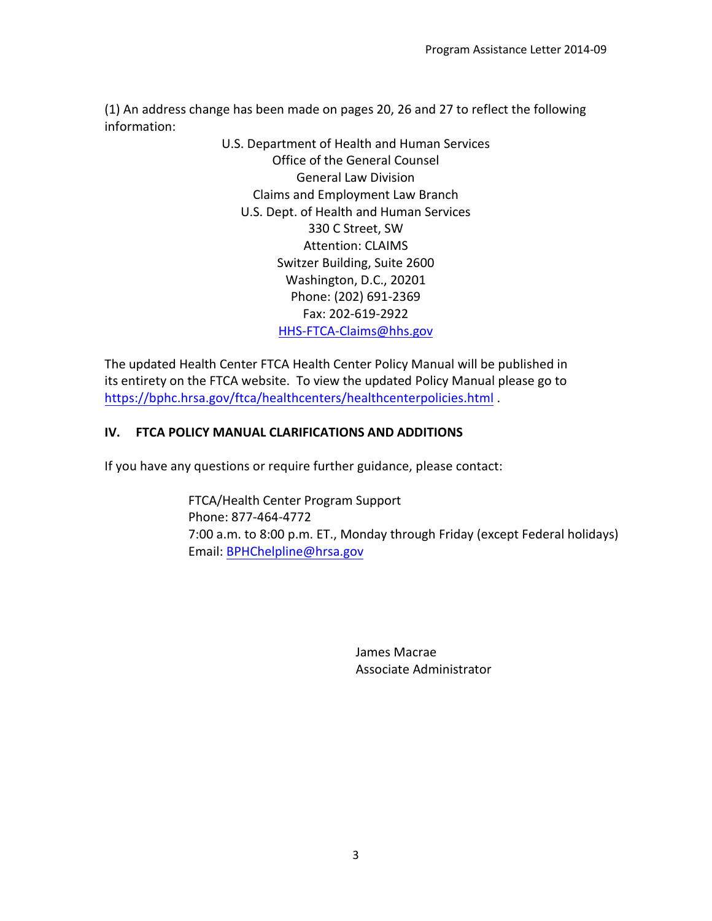(1) An address change has been made on pages 20, 26 and 27 to reflect the following information:

U.S. Department of Health and Human Services
Office of the General Counsel
General Law Division
Claims and Employment Law Branch
U.S. Dept. of Health and Human Services
330 C Street, SW
Attention: CLAIMS
Switzer Building, Suite 2600
Washington, D.C., 20201
Phone: (202) 691-2369
Fax: 202-619-2922
HHS-FTCA-Claims@hhs.gov

The updated Health Center FTCA Health Center Policy Manual will be published in its entirety on the FTCA website. To view the updated Policy Manual please go to https://bphc.hrsa.gov/ftca/healthcenters/healthcenterpolicies.html .

## IV. FTCA POLICY MANUAL CLARIFICATIONS AND ADDITIONS

If you have any questions or require further guidance, please contact:

FTCA/Health Center Program Support
Phone: 877-464-4772
7:00 a.m. to 8:00 p.m. ET., Monday through Friday (except Federal holidays)
Email: BPHChelpline@hrsa.gov

James Macrae
Associate Administrator